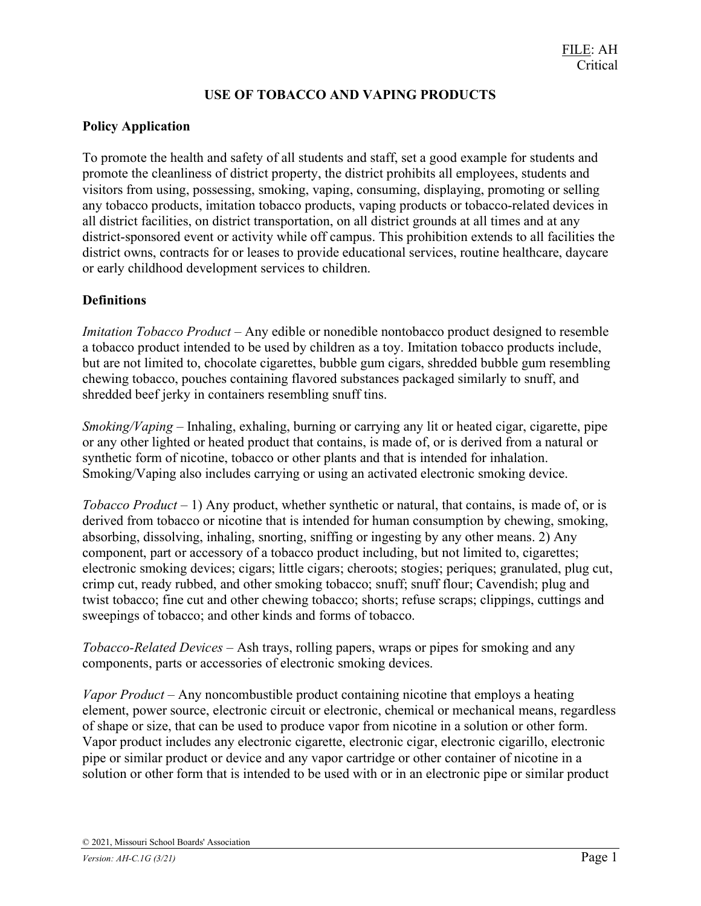FILE: AH
Critical

# USE OF TOBACCO AND VAPING PRODUCTS

## Policy Application

To promote the health and safety of all students and staff, set a good example for students and promote the cleanliness of district property, the district prohibits all employees, students and visitors from using, possessing, smoking, vaping, consuming, displaying, promoting or selling any tobacco products, imitation tobacco products, vaping products or tobacco-related devices in all district facilities, on district transportation, on all district grounds at all times and at any district-sponsored event or activity while off campus. This prohibition extends to all facilities the district owns, contracts for or leases to provide educational services, routine healthcare, daycare or early childhood development services to children.

## Definitions

*Imitation Tobacco Product* – Any edible or nonedible nontobacco product designed to resemble a tobacco product intended to be used by children as a toy. Imitation tobacco products include, but are not limited to, chocolate cigarettes, bubble gum cigars, shredded bubble gum resembling chewing tobacco, pouches containing flavored substances packaged similarly to snuff, and shredded beef jerky in containers resembling snuff tins.

*Smoking/Vaping* – Inhaling, exhaling, burning or carrying any lit or heated cigar, cigarette, pipe or any other lighted or heated product that contains, is made of, or is derived from a natural or synthetic form of nicotine, tobacco or other plants and that is intended for inhalation. Smoking/Vaping also includes carrying or using an activated electronic smoking device.

*Tobacco Product* – 1) Any product, whether synthetic or natural, that contains, is made of, or is derived from tobacco or nicotine that is intended for human consumption by chewing, smoking, absorbing, dissolving, inhaling, snorting, sniffing or ingesting by any other means. 2) Any component, part or accessory of a tobacco product including, but not limited to, cigarettes; electronic smoking devices; cigars; little cigars; cheroots; stogies; periques; granulated, plug cut, crimp cut, ready rubbed, and other smoking tobacco; snuff; snuff flour; Cavendish; plug and twist tobacco; fine cut and other chewing tobacco; shorts; refuse scraps; clippings, cuttings and sweepings of tobacco; and other kinds and forms of tobacco.

*Tobacco-Related Devices* – Ash trays, rolling papers, wraps or pipes for smoking and any components, parts or accessories of electronic smoking devices.

*Vapor Product* – Any noncombustible product containing nicotine that employs a heating element, power source, electronic circuit or electronic, chemical or mechanical means, regardless of shape or size, that can be used to produce vapor from nicotine in a solution or other form. Vapor product includes any electronic cigarette, electronic cigar, electronic cigarillo, electronic pipe or similar product or device and any vapor cartridge or other container of nicotine in a solution or other form that is intended to be used with or in an electronic pipe or similar product

© 2021, Missouri School Boards' Association

*Version: AH-C.1G (3/21)*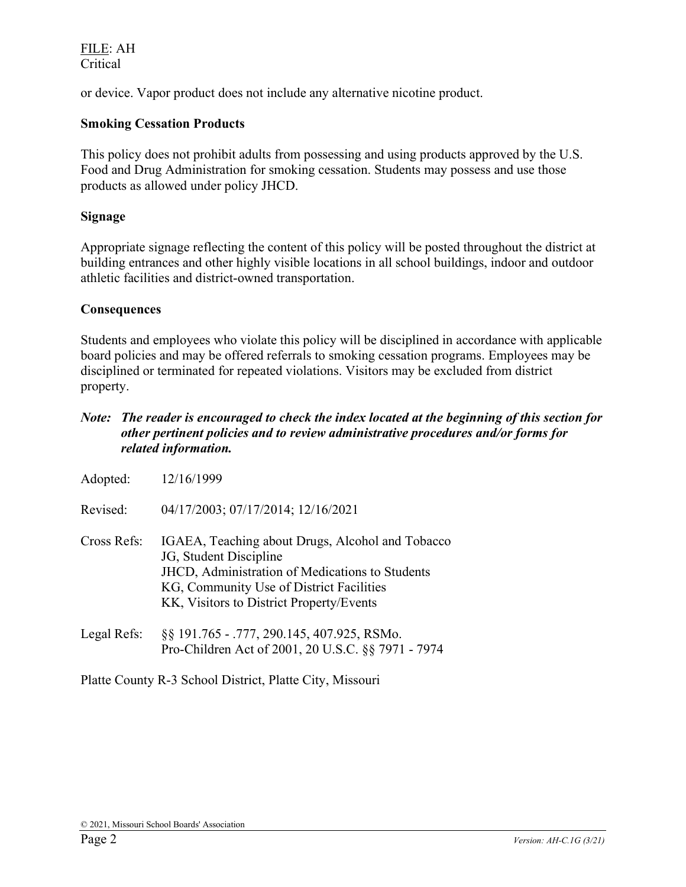or device. Vapor product does not include any alternative nicotine product.

**Smoking Cessation Products**

This policy does not prohibit adults from possessing and using products approved by the U.S. Food and Drug Administration for smoking cessation. Students may possess and use those products as allowed under policy JHCD.

**Signage**

Appropriate signage reflecting the content of this policy will be posted throughout the district at building entrances and other highly visible locations in all school buildings, indoor and outdoor athletic facilities and district-owned transportation.

**Consequences**

Students and employees who violate this policy will be disciplined in accordance with applicable board policies and may be offered referrals to smoking cessation programs. Employees may be disciplined or terminated for repeated violations. Visitors may be excluded from district property.

***Note: The reader is encouraged to check the index located at the beginning of this section for other pertinent policies and to review administrative procedures and/or forms for related information.***

Adopted: 12/16/1999

Revised: 04/17/2003; 07/17/2014; 12/16/2021

Cross Refs: IGAEA, Teaching about Drugs, Alcohol and Tobacco
JG, Student Discipline
JHCD, Administration of Medications to Students
KG, Community Use of District Facilities
KK, Visitors to District Property/Events

Legal Refs: §§ 191.765 - .777, 290.145, 407.925, RSMo.
Pro-Children Act of 2001, 20 U.S.C. §§ 7971 - 7974

Platte County R-3 School District, Platte City, Missouri